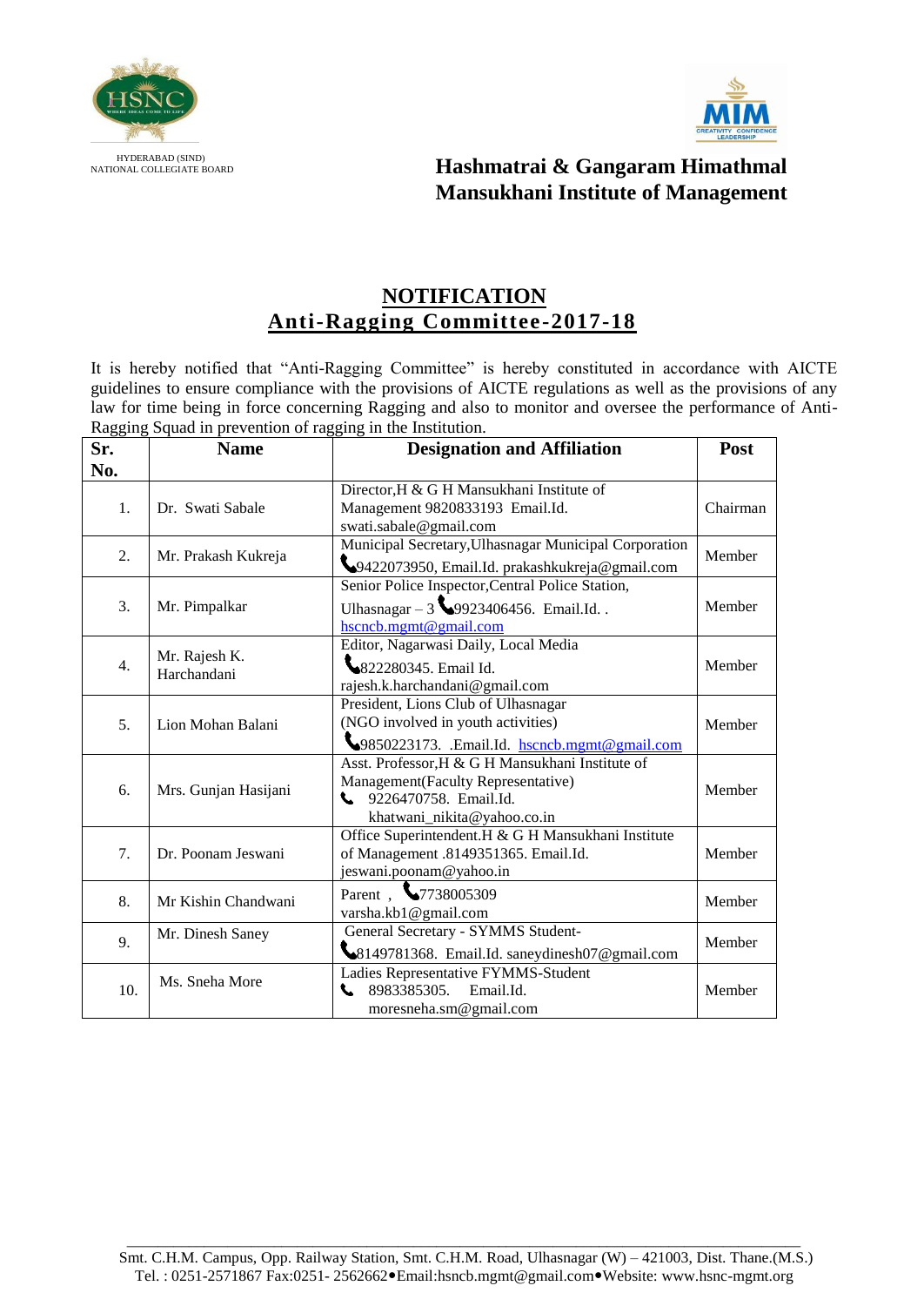HYDERABAD (SIND)
NATIONAL COLLEGIATE BOARD

# Hashmatrai & Gangaram Himathmal Mansukhani Institute of Management

## NOTIFICATION
## Anti-Ragging Committee-2017-18

It is hereby notified that "Anti-Ragging Committee" is hereby constituted in accordance with AICTE guidelines to ensure compliance with the provisions of AICTE regulations as well as the provisions of any law for time being in force concerning Ragging and also to monitor and oversee the performance of Anti-Ragging Squad in prevention of ragging in the Institution.

| Sr. No. | Name | Designation and Affiliation | Post |
|---|---|---|---|
| 1. | Dr. Swati Sabale | Director,H & G H Mansukhani Institute of Management 9820833193 Email.Id. swati.sabale@gmail.com | Chairman |
| 2. | Mr. Prakash Kukreja | Municipal Secretary,Ulhasnagar Municipal Corporation 9422073950, Email.Id. prakashkukreja@gmail.com | Member |
| 3. | Mr. Pimpalkar | Senior Police Inspector,Central Police Station, Ulhasnagar – 3 9923406456. Email.Id. . hscncb.mgmt@gmail.com | Member |
| 4. | Mr. Rajesh K. Harchandani | Editor, Nagarwasi Daily, Local Media 822280345. Email Id. rajesh.k.harchandani@gmail.com | Member |
| 5. | Lion Mohan Balani | President, Lions Club of Ulhasnagar (NGO involved in youth activities) 9850223173. .Email.Id. hscncb.mgmt@gmail.com | Member |
| 6. | Mrs. Gunjan Hasijani | Asst. Professor,H & G H Mansukhani Institute of Management(Faculty Representative) 9226470758. Email.Id. khatwani_nikita@yahoo.co.in | Member |
| 7. | Dr. Poonam Jeswani | Office Superintendent.H & G H Mansukhani Institute of Management .8149351365. Email.Id. jeswani.poonam@yahoo.in | Member |
| 8. | Mr Kishin Chandwani | Parent , 7738005309 varsha.kb1@gmail.com | Member |
| 9. | Mr. Dinesh Saney | General Secretary - SYMMS Student- 8149781368. Email.Id. saneydinesh07@gmail.com | Member |
| 10. | Ms. Sneha More | Ladies Representative FYMMS-Student 8983385305. Email.Id. moresneha.sm@gmail.com | Member |

Smt. C.H.M. Campus, Opp. Railway Station, Smt. C.H.M. Road, Ulhasnagar (W) – 421003, Dist. Thane.(M.S.)
Tel. : 0251-2571867 Fax:0251- 2562662•Email:hsncb.mgmt@gmail.com•Website: www.hsnc-mgmt.org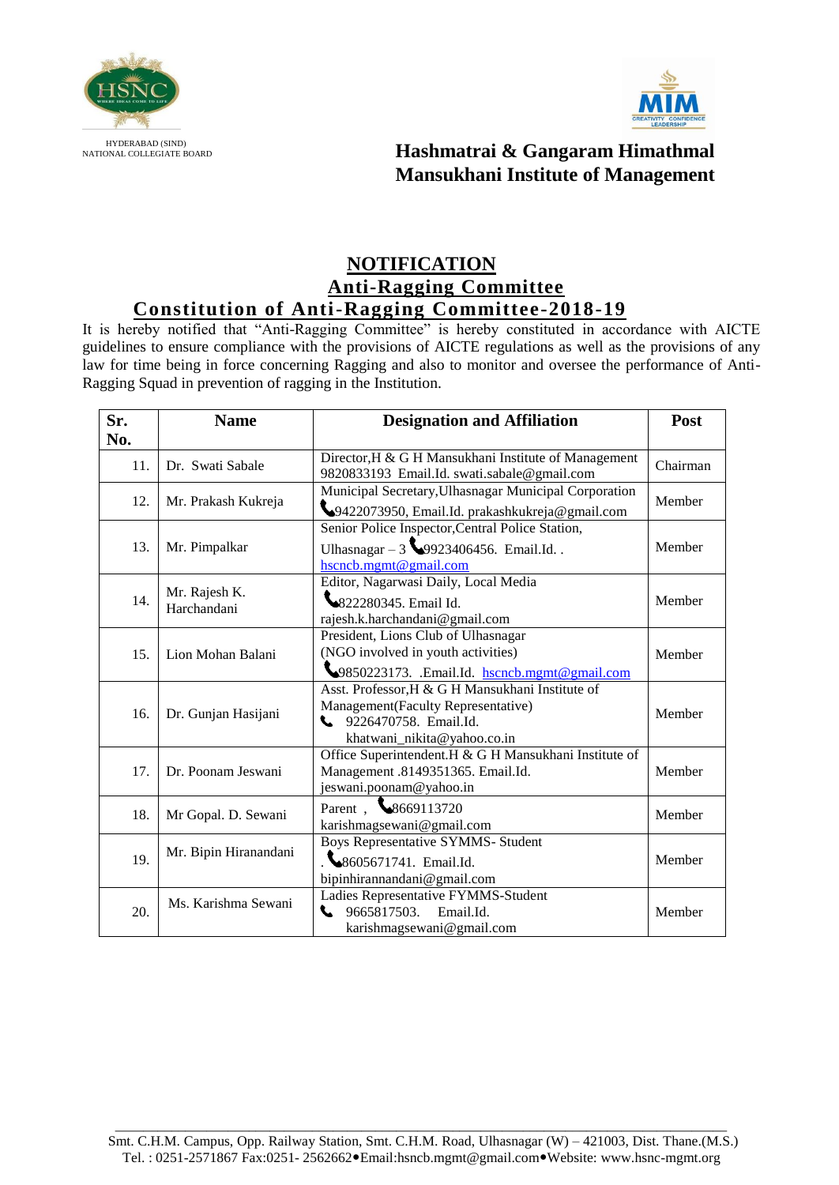HYDERABAD (SIND)
NATIONAL COLLEGIATE BOARD

**Hashmatrai & Gangaram Himathmal Mansukhani Institute of Management**

# NOTIFICATION

## Anti-Ragging Committee

## Constitution of Anti-Ragging Committee-2018-19

It is hereby notified that "Anti-Ragging Committee" is hereby constituted in accordance with AICTE guidelines to ensure compliance with the provisions of AICTE regulations as well as the provisions of any law for time being in force concerning Ragging and also to monitor and oversee the performance of Anti-Ragging Squad in prevention of ragging in the Institution.

| Sr. No. | Name | Designation and Affiliation | Post |
|---|---|---|---|
| 11. | Dr. Swati Sabale | Director,H & G H Mansukhani Institute of Management 9820833193 Email.Id. swati.sabale@gmail.com | Chairman |
| 12. | Mr. Prakash Kukreja | Municipal Secretary,Ulhasnagar Municipal Corporation 9422073950, Email.Id. prakashkukreja@gmail.com | Member |
| 13. | Mr. Pimpalkar | Senior Police Inspector,Central Police Station, Ulhasnagar – 3 9923406456. Email.Id. . hscncb.mgmt@gmail.com | Member |
| 14. | Mr. Rajesh K. Harchandani | Editor, Nagarwasi Daily, Local Media 822280345. Email Id. rajesh.k.harchandani@gmail.com | Member |
| 15. | Lion Mohan Balani | President, Lions Club of Ulhasnagar (NGO involved in youth activities) 9850223173. .Email.Id. hscncb.mgmt@gmail.com | Member |
| 16. | Dr. Gunjan Hasijani | Asst. Professor,H & G H Mansukhani Institute of Management(Faculty Representative) 9226470758. Email.Id. khatwani_nikita@yahoo.co.in | Member |
| 17. | Dr. Poonam Jeswani | Office Superintendent.H & G H Mansukhani Institute of Management .8149351365. Email.Id. jeswani.poonam@yahoo.in | Member |
| 18. | Mr Gopal. D. Sewani | Parent , 8669113720 karishmagsewani@gmail.com | Member |
| 19. | Mr. Bipin Hiranandani | Boys Representative SYMMS- Student . 8605671741. Email.Id. bipinhirannandani@gmail.com | Member |
| 20. | Ms. Karishma Sewani | Ladies Representative FYMMS-Student 9665817503. Email.Id. karishmagsewani@gmail.com | Member |

Smt. C.H.M. Campus, Opp. Railway Station, Smt. C.H.M. Road, Ulhasnagar (W) – 421003, Dist. Thane.(M.S.)
Tel. : 0251-2571867 Fax:0251- 2562662•Email:hsncb.mgmt@gmail.com•Website: www.hsnc-mgmt.org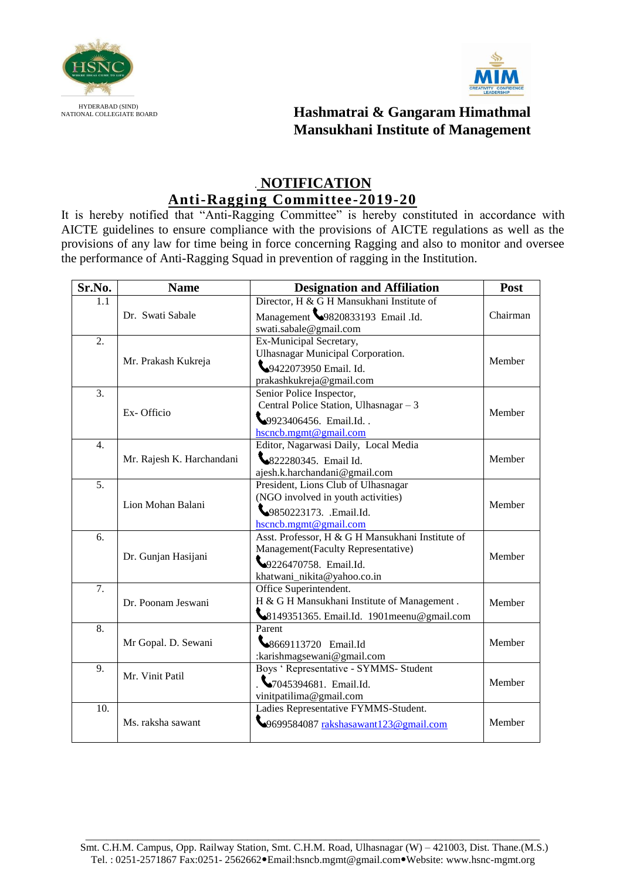HYDERABAD (SIND)
NATIONAL COLLEGIATE BOARD

**Hashmatrai & Gangaram Himathmal Mansukhani Institute of Management**

## . NOTIFICATION

## Anti-Ragging Committee-2019-20

It is hereby notified that "Anti-Ragging Committee" is hereby constituted in accordance with AICTE guidelines to ensure compliance with the provisions of AICTE regulations as well as the provisions of any law for time being in force concerning Ragging and also to monitor and oversee the performance of Anti-Ragging Squad in prevention of ragging in the Institution.

| Sr.No. | Name | Designation and Affiliation | Post |
|---|---|---|---|
| 1.1 | Dr. Swati Sabale | Director, H & G H Mansukhani Institute of Management 9820833193 Email .Id. swati.sabale@gmail.com | Chairman |
| 2. | Mr. Prakash Kukreja | Ex-Municipal Secretary, Ulhasnagar Municipal Corporation. 9422073950 Email. Id. prakashkukreja@gmail.com | Member |
| 3. | Ex- Officio | Senior Police Inspector, Central Police Station, Ulhasnagar – 3 9923406456. Email.Id. . hscncb.mgmt@gmail.com | Member |
| 4. | Mr. Rajesh K. Harchandani | Editor, Nagarwasi Daily, Local Media 822280345. Email Id. ajesh.k.harchandani@gmail.com | Member |
| 5. | Lion Mohan Balani | President, Lions Club of Ulhasnagar (NGO involved in youth activities) 9850223173. .Email.Id. hscncb.mgmt@gmail.com | Member |
| 6. | Dr. Gunjan Hasijani | Asst. Professor, H & G H Mansukhani Institute of Management(Faculty Representative) 9226470758. Email.Id. khatwani_nikita@yahoo.co.in | Member |
| 7. | Dr. Poonam Jeswani | Office Superintendent. H & G H Mansukhani Institute of Management . 8149351365. Email.Id. 1901meenu@gmail.com | Member |
| 8. | Mr Gopal. D. Sewani | Parent 8669113720 Email.Id :karishmagsewani@gmail.com | Member |
| 9. | Mr. Vinit Patil | Boys ' Representative - SYMMS- Student . 7045394681. Email.Id. vinitpatilima@gmail.com | Member |
| 10. | Ms. raksha sawant | Ladies Representative FYMMS-Student. 9699584087 rakshasawant123@gmail.com | Member |

Smt. C.H.M. Campus, Opp. Railway Station, Smt. C.H.M. Road, Ulhasnagar (W) – 421003, Dist. Thane.(M.S.)
Tel. : 0251-2571867 Fax:0251- 2562662•Email:hsncb.mgmt@gmail.com•Website: www.hsnc-mgmt.org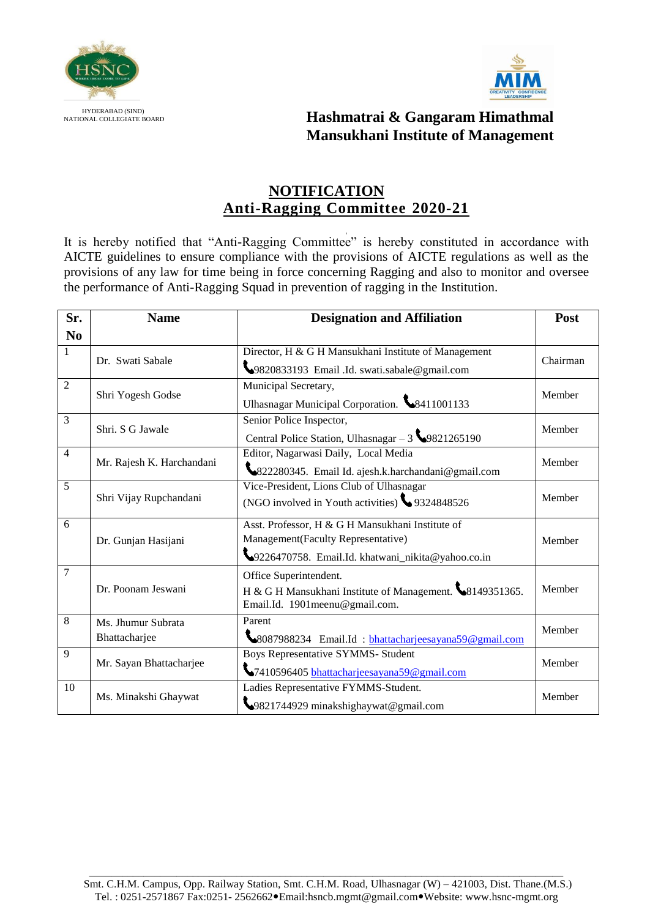HYDERABAD (SIND)
NATIONAL COLLEGIATE BOARD

**Hashmatrai & Gangaram Himathmal Mansukhani Institute of Management**

## NOTIFICATION
## Anti-Ragging Committee 2020-21

It is hereby notified that "Anti-Ragging Committee" is hereby constituted in accordance with AICTE guidelines to ensure compliance with the provisions of AICTE regulations as well as the provisions of any law for time being in force concerning Ragging and also to monitor and oversee the performance of Anti-Ragging Squad in prevention of ragging in the Institution.

| Sr. No | Name | Designation and Affiliation | Post |
|---|---|---|---|
| 1 | Dr. Swati Sabale | Director, H & G H Mansukhani Institute of Management 9820833193 Email .Id. swati.sabale@gmail.com | Chairman |
| 2 | Shri Yogesh Godse | Municipal Secretary, Ulhasnagar Municipal Corporation. 8411001133 | Member |
| 3 | Shri. S G Jawale | Senior Police Inspector, Central Police Station, Ulhasnagar – 3 9821265190 | Member |
| 4 | Mr. Rajesh K. Harchandani | Editor, Nagarwasi Daily, Local Media 822280345. Email Id. ajesh.k.harchandani@gmail.com | Member |
| 5 | Shri Vijay Rupchandani | Vice-President, Lions Club of Ulhasnagar (NGO involved in Youth activities) 9324848526 | Member |
| 6 | Dr. Gunjan Hasijani | Asst. Professor, H & G H Mansukhani Institute of Management(Faculty Representative) 9226470758. Email.Id. khatwani_nikita@yahoo.co.in | Member |
| 7 | Dr. Poonam Jeswani | Office Superintendent. H & G H Mansukhani Institute of Management. 8149351365. Email.Id. 1901meenu@gmail.com. | Member |
| 8 | Ms. Jhumur Subrata Bhattacharjee | Parent 8087988234 Email.Id : bhattacharjeesayana59@gmail.com | Member |
| 9 | Mr. Sayan Bhattacharjee | Boys Representative SYMMS- Student 7410596405 bhattacharjeesayana59@gmail.com | Member |
| 10 | Ms. Minakshi Ghaywat | Ladies Representative FYMMS-Student. 9821744929 minakshighaywat@gmail.com | Member |

Smt. C.H.M. Campus, Opp. Railway Station, Smt. C.H.M. Road, Ulhasnagar (W) – 421003, Dist. Thane.(M.S.)
Tel. : 0251-2571867 Fax:0251- 2562662•Email:hsncb.mgmt@gmail.com•Website: www.hsnc-mgmt.org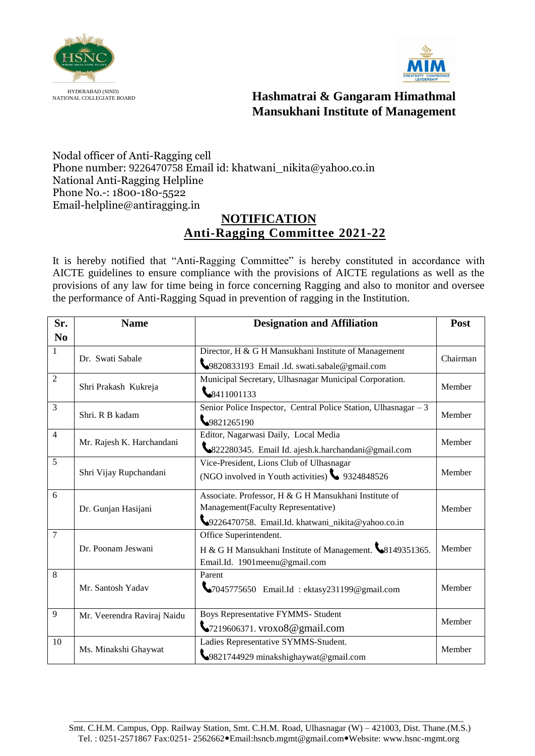HYDERABAD (SIND)
NATIONAL COLLEGIATE BOARD

**Hashmatrai & Gangaram Himathmal Mansukhani Institute of Management**

Nodal officer of Anti-Ragging cell
Phone number: 9226470758 Email id: khatwani_nikita@yahoo.co.in
National Anti-Ragging Helpline
Phone No.-: 1800-180-5522
Email-helpline@antiragging.in

## NOTIFICATION

## Anti-Ragging Committee 2021-22

It is hereby notified that "Anti-Ragging Committee" is hereby constituted in accordance with AICTE guidelines to ensure compliance with the provisions of AICTE regulations as well as the provisions of any law for time being in force concerning Ragging and also to monitor and oversee the performance of Anti-Ragging Squad in prevention of ragging in the Institution.

| Sr. No | Name | Designation and Affiliation | Post |
|---|---|---|---|
| 1 | Dr. Swati Sabale | Director, H & G H Mansukhani Institute of Management 9820833193 Email .Id. swati.sabale@gmail.com | Chairman |
| 2 | Shri Prakash Kukreja | Municipal Secretary, Ulhasnagar Municipal Corporation. 8411001133 | Member |
| 3 | Shri. R B kadam | Senior Police Inspector, Central Police Station, Ulhasnagar – 3 9821265190 | Member |
| 4 | Mr. Rajesh K. Harchandani | Editor, Nagarwasi Daily, Local Media 822280345. Email Id. ajesh.k.harchandani@gmail.com | Member |
| 5 | Shri Vijay Rupchandani | Vice-President, Lions Club of Ulhasnagar (NGO involved in Youth activities) 9324848526 | Member |
| 6 | Dr. Gunjan Hasijani | Associate. Professor, H & G H Mansukhani Institute of Management(Faculty Representative) 9226470758. Email.Id. khatwani_nikita@yahoo.co.in | Member |
| 7 | Dr. Poonam Jeswani | Office Superintendent. H & G H Mansukhani Institute of Management. 8149351365. Email.Id. 1901meenu@gmail.com | Member |
| 8 | Mr. Santosh Yadav | Parent 7045775650 Email.Id : ektasy231199@gmail.com | Member |
| 9 | Mr. Veerendra Raviraj Naidu | Boys Representative FYMMS- Student 7219606371. vroxo8@gmail.com | Member |
| 10 | Ms. Minakshi Ghaywat | Ladies Representative SYMMS-Student. 9821744929 minakshighaywat@gmail.com | Member |

Smt. C.H.M. Campus, Opp. Railway Station, Smt. C.H.M. Road, Ulhasnagar (W) – 421003, Dist. Thane.(M.S.)
Tel. : 0251-2571867 Fax:0251- 2562662•Email:hsncb.mgmt@gmail.com•Website: www.hsnc-mgmt.org